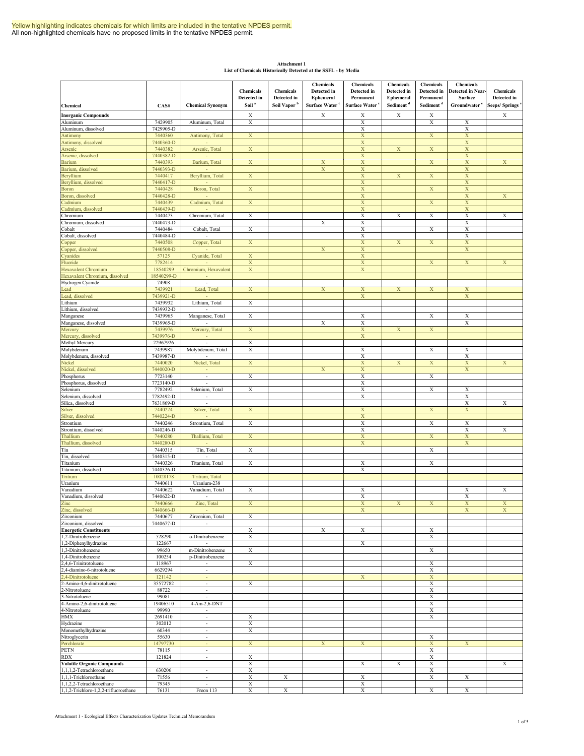Yellow highlighting indicates chemicals for which limits are included in the tentative NPDES permit.
All non-highlighted chemicals have no proposed limits in the tentative NPDES permit.

**Attachment 1**
**List of Chemicals Historically Detected at the SSFL - by Media**

| Chemical | CAS# | Chemical Synonym | Chemicals Detected in Soil [a] | Chemicals Detected in Soil Vapor [b] | Chemicals Detected in Ephemeral Surface Water [c] | Chemicals Detected in Permanent Surface Water [c] | Chemicals Detected in Ephemeral Sediment [d] | Chemicals Detected in Permanent Sediment [d] | Chemicals Detected in Near-Surface Groundwater [e] | Chemicals Detected in Seeps/ Springs [e] |
|---|---|---|---|---|---|---|---|---|---|---|
| **Inorganic Compounds** | | | X | | X | X | X | X | | X |
| Aluminum | 7429905 | Aluminum, Total | X | | | X | | X | X | |
| Aluminum, dissolved | 7429905-D | - | | | | X | | | X | |
| Antimony | 7440360 | Antimony, Total | X | | | X | | X | X | |
| Antimony, dissolved | 7440360-D | - | | | | X | | | X | |
| Arsenic | 7440382 | Arsenic, Total | X | | | X | X | X | X | |
| Arsenic, dissolved | 7440382-D | - | | | | X | | | X | |
| Barium | 7440393 | Barium, Total | X | | X | X | | X | X | X |
| Barium, dissolved | 7440393-D | - | | | X | X | | | X | |
| Beryllium | 7440417 | Beryllium, Total | X | | | X | X | X | X | |
| Beryllium, dissolved | 7440417-D | - | | | | X | | | X | |
| Boron | 7440428 | Boron, Total | X | | | X | | X | X | |
| Boron, dissolved | 7440428-D | - | | | | X | | | X | X |
| Cadmium | 7440439 | Cadmium, Total | X | | | X | | X | X | |
| Cadmium, dissolved | 7440439-D | - | | | | X | | | X | |
| Chromium | 7440473 | Chromium, Total | X | | | X | X | X | X | X |
| Chromium, dissolved | 7440473-D | - | | | X | X | | | X | |
| Cobalt | 7440484 | Cobalt, Total | X | | | X | | X | X | |
| Cobalt, dissolved | 7440484-D | - | | | | X | | | X | |
| Copper | 7440508 | Copper, Total | X | | | X | X | X | X | |
| Copper, dissolved | 7440508-D | - | | | X | X | | | X | |
| Cyanides | 57125 | Cyanide, Total | X | | | X | | | | |
| Fluoride | 7782414 | - | X | | | X | | X | X | X |
| Hexavalent Chromium | 18540299 | Chromium, Hexavalent | X | | | X | | | | |
| Hexavalent Chromium, dissolved | 18540299-D | - | | | | | | | | |
| Hydrogen Cyanide | 74908 | - | | | | | | | | |
| Lead | 7439921 | Lead, Total | X | | X | X | X | X | X | |
| Lead, dissolved | 7439921-D | - | | | | X | | | X | |
| Lithium | 7439932 | Lithium, Total | X | | | | | | | |
| Lithium, dissolved | 7439932-D | - | | | | | | | | |
| Manganese | 7439965 | Manganese, Total | X | | | X | | X | X | |
| Manganese, dissolved | 7439965-D | - | | | X | X | | | X | |
| Mercury | 7439976 | Mercury, Total | X | | | X | X | X | | |
| Mercury, dissolved | 7439976-D | - | | | | X | | | | |
| Methyl Mercury | 22967926 | - | X | | | | | | | |
| Molybdenum | 7439987 | Molybdenum, Total | X | | | X | | X | X | |
| Molybdenum, dissolved | 7439987-D | - | | | | X | | | X | |
| Nickel | 7440020 | Nickel, Total | X | | | X | X | X | X | X |
| Nickel, dissolved | 7440020-D | - | | | X | X | | | X | |
| Phosphorus | 7723140 | - | X | | | X | | X | | |
| Phosphorus, dissolved | 7723140-D | - | | | | X | | | | |
| Selenium | 7782492 | Selenium, Total | X | | | X | | X | X | |
| Selenium, dissolved | 7782492-D | - | | | | X | | | X | |
| Silica, dissolved | 7631869-D | - | | | | | | | X | X |
| Silver | 7440224 | Silver, Total | X | | | X | | X | X | |
| Silver, dissolved | 7440224-D | - | | | | X | | | | |
| Strontium | 7440246 | Strontium, Total | X | | | X | | X | X | |
| Strontium, dissolved | 7440246-D | - | | | | X | | | X | X |
| Thallium | 7440280 | Thallium, Total | X | | | X | | X | X | |
| Thallium, dissolved | 7440280-D | - | | | | X | | | X | |
| Tin | 7440315 | Tin, Total | X | | | | | X | | |
| Tin, dissolved | 7440315-D | - | | | | | | | | |
| Titanium | 7440326 | Titanium, Total | X | | | X | | X | | |
| Titanium, dissolved | 7440326-D | - | | | | X | | | | |
| Tritium | 10028178 | Tritium, Total | | | | | | | | |
| Uranium | 7440611 | Uranium-238 | | | | | | | | |
| Vanadium | 7440622 | Vanadium, Total | X | | | X | | | X | X |
| Vanadium, dissolved | 7440622-D | - | | | | X | | | X | |
| Zinc | 7440666 | Zinc, Total | X | | | X | X | X | X | X |
| Zinc, dissolved | 7440666-D | - | | | | X | | | X | X |
| Zirconium | 7440677 | Zirconium, Total | X | | | | | | | |
| Zirconium, dissolved | 7440677-D | - | | | | | | | | |
| **Energetic Constituents** | | | X | | X | X | | X | | |
| 1,2-Dinitrobenzene | 528290 | o-Dinitrobenzene | X | | | | | X | | |
| 1,2-Diphenylhydrazine | 122667 | - | | | | X | | | | |
| 1,3-Dinitrobenzene | 99650 | m-Dinitrobenzene | X | | | | | X | | |
| 1,4-Dinitrobenzene | 100254 | p-Dinitrobenzene | | | | | | | | |
| 2,4,6-Trinitrotoluene | 118967 | - | X | | | | | X | | |
| 2,4-diamino-6-nitrotoluene | 6629294 | - | | | | | | X | | |
| 2,4-Dinitrotoluene | 121142 | - | | | | X | | X | | |
| 2-Amino-4,6-dinitrotoluene | 35572782 | - | X | | | | | X | | |
| 2-Nitrotoluene | 88722 | - | | | | | | X | | |
| 3-Nitrotoluene | 99081 | - | | | | | | X | | |
| 4-Amino-2,6-dinitrotoluene | 19406510 | 4-Am-2,6-DNT | | | | | | X | | |
| 4-Nitrotoluene | 99990 | - | | | | | | X | | |
| HMX | 2691410 | - | X | | | | | X | | |
| Hydrazine | 302012 | - | X | | | | | | | |
| Monomethylhydrazine | 60344 | - | X | | | | | | | |
| Nitroglycerin | 55630 | - | | | | | | X | | |
| Perchlorate | 14797730 | - | X | | X | X | | X | X | |
| PETN | 78115 | - | | | | | | X | | |
| RDX | 121824 | - | X | | | | | X | | |
| **Volatile Organic Compounds** | | | X | | | X | X | X | | X |
| 1,1,1,2-Tetrachloroethane | 630206 | - | X | | | | | X | | |
| 1,1,1-Trichloroethane | 71556 | - | X | X | | X | | X | X | |
| 1,1,2,2-Tetrachloroethane | 79345 | - | X | | | X | | | | |
| 1,1,2-Trichloro-1,2,2-trifluoroethane | 76131 | Freon 113 | X | X | | X | | X | X | |

Attachment 1 - Ecological Effects Characterization Updates Technical Memorandum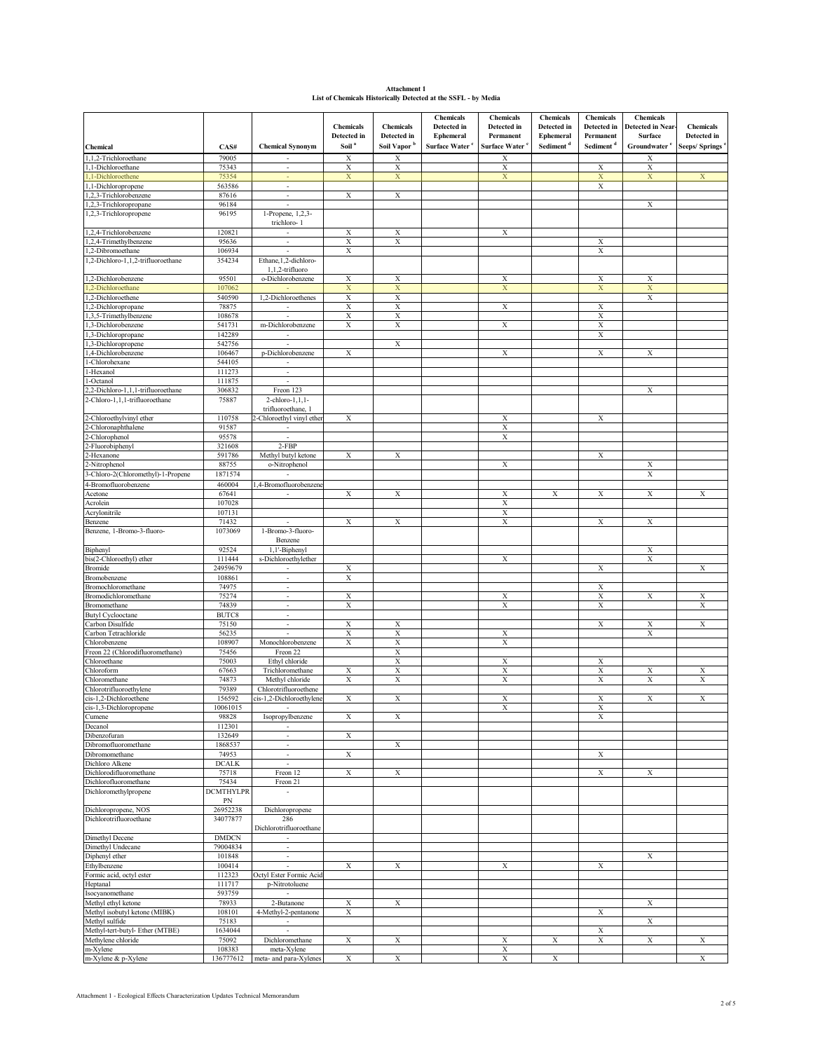**Attachment 1**
**List of Chemicals Historically Detected at the SSFL - by Media**

| Chemical | CAS# | Chemical Synonym | Chemicals Detected in Soil [a] | Chemicals Detected in Soil Vapor [b] | Chemicals Detected in Ephemeral Surface Water [c] | Chemicals Detected in Permanent Surface Water [c] | Chemicals Detected in Ephemeral Sediment [d] | Chemicals Detected in Permanent Sediment [d] | Chemicals Detected in Near-Surface Groundwater [e] | Chemicals Detected in Seeps/ Springs [e] |
|---|---|---|---|---|---|---|---|---|---|---|
| 1,1,2-Trichloroethane | 79005 | - | X | X | | X | | | X | |
| 1,1-Dichloroethane | 75343 | - | X | X | | X | | X | X | |
| 1,1-Dichloroethene | 75354 | - | X | X | | X | | X | X | X |
| 1,1-Dichloropropene | 563586 | - | | | | | | X | | |
| 1,2,3-Trichlorobenzene | 87616 | - | X | X | | | | | | |
| 1,2,3-Trichloropropane | 96184 | - | | | | | | | X | |
| 1,2,3-Trichloropropene | 96195 | 1-Propene, 1,2,3-trichloro- 1 | | | | | | | | |
| 1,2,4-Trichlorobenzene | 120821 | - | X | X | | X | | | | |
| 1,2,4-Trimethylbenzene | 95636 | - | X | X | | | | X | | |
| 1,2-Dibromoethane | 106934 | - | X | | | | | X | | |
| 1,2-Dichloro-1,1,2-trifluoroethane | 354234 | Ethane,1,2-dichloro-1,1,2-trifluoro | | | | | | | | |
| 1,2-Dichlorobenzene | 95501 | o-Dichlorobenzene | X | X | | X | | X | X | |
| 1,2-Dichloroethane | 107062 | - | X | X | | X | | X | X | |
| 1,2-Dichloroethene | 540590 | 1,2-Dichloroethenes | X | X | | | | | X | |
| 1,2-Dichloropropane | 78875 | - | X | X | | X | | X | | |
| 1,3,5-Trimethylbenzene | 108678 | - | X | X | | | | X | | |
| 1,3-Dichlorobenzene | 541731 | m-Dichlorobenzene | X | X | | X | | X | | |
| 1,3-Dichloropropane | 142289 | - | | | | | | X | | |
| 1,3-Dichloropropene | 542756 | - | | X | | | | | | |
| 1,4-Dichlorobenzene | 106467 | p-Dichlorobenzene | X | | | X | | X | X | |
| 1-Chlorohexane | 544105 | - | | | | | | | | |
| 1-Hexanol | 111273 | - | | | | | | | | |
| 1-Octanol | 111875 | - | | | | | | | | |
| 2,2-Dichloro-1,1,1-trifluoroethane | 306832 | Freon 123 | | | | | | | X | |
| 2-Chloro-1,1,1-trifluoroethane | 75887 | 2-chloro-1,1,1-trifluoroethane, 1 | | | | | | | | |
| 2-Chloroethylvinyl ether | 110758 | 2-Chloroethyl vinyl ether | X | | | X | | X | | |
| 2-Chloronaphthalene | 91587 | - | | | | X | | | | |
| 2-Chlorophenol | 95578 | - | | | | X | | | | |
| 2-Fluorobiphenyl | 321608 | 2-FBP | | | | | | | | |
| 2-Hexanone | 591786 | Methyl butyl ketone | X | X | | | | X | | |
| 2-Nitrophenol | 88755 | o-Nitrophenol | | | | X | | | X | |
| 3-Chloro-2(Chloromethyl)-1-Propene | 1871574 | - | | | | | | | X | |
| 4-Bromofluorobenzene | 460004 | 1,4-Bromofluorobenzene | | | | | | | | |
| Acetone | 67641 | - | X | X | | X | X | X | X | X |
| Acrolein | 107028 | | | | | X | | | | |
| Acrylonitrile | 107131 | | | | | X | | | | |
| Benzene | 71432 | - | X | X | | X | | X | X | |
| Benzene, 1-Bromo-3-fluoro- | 1073069 | 1-Bromo-3-fluoro-Benzene | | | | | | | | |
| Biphenyl | 92524 | 1,1'-Biphenyl | | | | | | | X | |
| bis(2-Chloroethyl) ether | 111444 | s-Dichloroethylether | | | | X | | | X | |
| Bromide | 24959679 | - | X | | | | | X | | X |
| Bromobenzene | 108861 | - | X | | | | | | | |
| Bromochloromethane | 74975 | - | | | | | | X | | |
| Bromodichloromethane | 75274 | - | X | | | X | | X | X | X |
| Bromomethane | 74839 | - | X | | | X | | X | | X |
| Butyl Cyclooctane | BUTC8 | - | | | | | | | | |
| Carbon Disulfide | 75150 | - | X | X | | | | X | X | X |
| Carbon Tetrachloride | 56235 | - | X | X | | X | | | X | |
| Chlorobenzene | 108907 | Monochlorobenzene | X | X | | X | | | | |
| Freon 22 (Chlorodifluoromethane) | 75456 | Freon 22 | | X | | | | | | |
| Chloroethane | 75003 | Ethyl chloride | | X | | X | | X | | |
| Chloroform | 67663 | Trichloromethane | X | X | | X | | X | X | X |
| Chloromethane | 74873 | Methyl chloride | X | X | | X | | X | X | X |
| Chlorotrifluoroethylene | 79389 | Chlorotrifluoroethene | | | | | | | | |
| cis-1,2-Dichloroethene | 156592 | cis-1,2-Dichloroethylene | X | X | | X | | X | X | X |
| cis-1,3-Dichloropropene | 10061015 | - | | | | X | | X | | |
| Cumene | 98828 | Isopropylbenzene | X | X | | | | X | | |
| Decanol | 112301 | - | | | | | | | | |
| Dibenzofuran | 132649 | - | X | | | | | | | |
| Dibromofluoromethane | 1868537 | - | | X | | | | | | |
| Dibromomethane | 74953 | - | X | | | | | X | | |
| Dichloro Alkene | DCALK | - | | | | | | | | |
| Dichlorodifluoromethane | 75718 | Freon 12 | X | X | | | | X | X | |
| Dichlorofluoromethane | 75434 | Freon 21 | | | | | | | | |
| Dichloromethylpropene | DCMTHYLPRPN | - | | | | | | | | |
| Dichloropropene, NOS | 26952238 | Dichloropropene | | | | | | | | |
| Dichlorotrifluoroethane | 34077877 | 286 Dichlorotrifluoroethane | | | | | | | | |
| Dimethyl Decene | DMDCN | - | | | | | | | | |
| Dimethyl Undecane | 79004834 | - | | | | | | | | |
| Diphenyl ether | 101848 | - | | | | | | | X | |
| Ethylbenzene | 100414 | - | X | X | | X | | X | | |
| Formic acid, octyl ester | 112323 | Octyl Ester Formic Acid | | | | | | | | |
| Heptanal | 111717 | p-Nitrotoluene | | | | | | | | |
| Isocyanomethane | 593759 | - | | | | | | | | |
| Methyl ethyl ketone | 78933 | 2-Butanone | X | X | | | | | X | |
| Methyl isobutyl ketone (MIBK) | 108101 | 4-Methyl-2-pentanone | X | | | | | X | | |
| Methyl sulfide | 75183 | - | | | | | | | X | |
| Methyl-tert-butyl- Ether (MTBE) | 1634044 | - | | | | | | X | | |
| Methylene chloride | 75092 | Dichloromethane | X | X | | X | X | X | X | X |
| m-Xylene | 108383 | meta-Xylene | | | | X | | | | |
| m-Xylene & p-Xylene | 136777612 | meta- and para-Xylenes | X | X | | X | X | | | X |

Attachment 1 - Ecological Effects Characterization Updates Technical Memorandum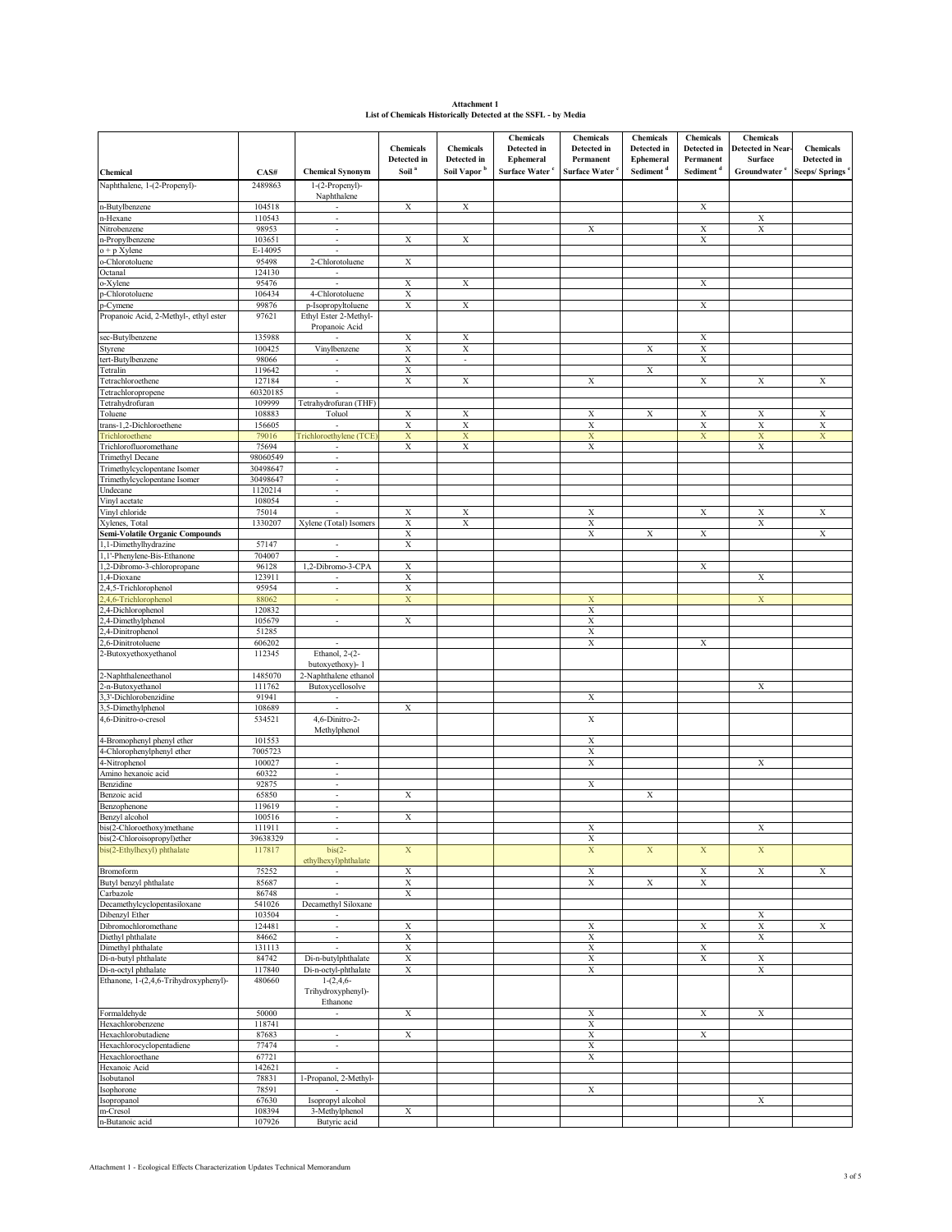**Attachment 1**
**List of Chemicals Historically Detected at the SSFL - by Media**

| Chemical | CAS# | Chemical Synonym | Chemicals Detected in Soil [a] | Chemicals Detected in Soil Vapor [b] | Chemicals Detected in Ephemeral Surface Water [c] | Chemicals Detected in Permanent Surface Water [c] | Chemicals Detected in Ephemeral Sediment [d] | Chemicals Detected in Permanent Sediment [d] | Chemicals Detected in Near-Surface Groundwater [e] | Chemicals Detected in Seeps/ Springs [e] |
|---|---|---|---|---|---|---|---|---|---|---|
| Naphthalene, 1-(2-Propenyl)- | 2489863 | 1-(2-Propenyl)-Naphthalene | | | | | | | | |
| n-Butylbenzene | 104518 | - | X | X | | | | X | | |
| n-Hexane | 110543 | - | | | | | | | X | |
| Nitrobenzene | 98953 | - | | | | X | | X | X | |
| n-Propylbenzene | 103651 | - | X | X | | | | X | | |
| o + p Xylene | E-14095 | - | | | | | | | | |
| o-Chlorotoluene | 95498 | 2-Chlorotoluene | X | | | | | | | |
| Octanal | 124130 | - | | | | | | | | |
| o-Xylene | 95476 | - | X | X | | | | X | | |
| p-Chlorotoluene | 106434 | 4-Chlorotoluene | X | | | | | | | |
| p-Cymene | 99876 | p-Isopropyltoluene | X | X | | | | X | | |
| Propanoic Acid, 2-Methyl-, ethyl ester | 97621 | Ethyl Ester 2-Methyl-Propanoic Acid | | | | | | | | |
| sec-Butylbenzene | 135988 | - | X | X | | | | X | | |
| Styrene | 100425 | Vinylbenzene | X | X | | | X | X | | |
| tert-Butylbenzene | 98066 | - | X | - | | | | X | | |
| Tetralin | 119642 | - | X | | | | X | | | |
| Tetrachloroethene | 127184 | - | X | X | | X | | X | X | X |
| Tetrachloropropene | 60320185 | - | | | | | | | | |
| Tetrahydrofuran | 109999 | Tetrahydrofuran (THF) | | | | | | | | |
| Toluene | 108883 | Toluol | X | X | | X | X | X | X | X |
| trans-1,2-Dichloroethene | 156605 | - | X | X | | X | | X | X | X |
| Trichloroethene | 79016 | Trichloroethylene (TCE) | X | X | | X | | X | X | X |
| Trichlorofluoromethane | 75694 | - | X | X | | X | | | X | |
| Trimethyl Decane | 98060549 | - | | | | | | | | |
| Trimethylcyclopentane Isomer | 30498647 | - | | | | | | | | |
| Trimethylcyclopentane Isomer | 30498647 | - | | | | | | | | |
| Undecane | 1120214 | - | | | | | | | | |
| Vinyl acetate | 108054 | - | | | | | | | | |
| Vinyl chloride | 75014 | - | X | X | | X | | X | X | X |
| Xylenes, Total | 1330207 | Xylene (Total) Isomers | X | X | | X | | | X | |
| **Semi-Volatile Organic Compounds** | | | X | | | X | X | X | | X |
| 1,1-Dimethylhydrazine | 57147 | - | X | | | | | | | |
| 1,1'-Phenylene-Bis-Ethanone | 704007 | - | | | | | | | | |
| 1,2-Dibromo-3-chloropropane | 96128 | 1,2-Dibromo-3-CPA | X | | | | | X | | |
| 1,4-Dioxane | 123911 | - | X | | | | | | X | |
| 2,4,5-Trichlorophenol | 95954 | - | X | | | | | | | |
| 2,4,6-Trichlorophenol | 88062 | - | X | | | X | | | X | |
| 2,4-Dichlorophenol | 120832 | | | | | X | | | | |
| 2,4-Dimethylphenol | 105679 | - | X | | | X | | | | |
| 2,4-Dinitrophenol | 51285 | | | | | X | | | | |
| 2,6-Dinitrotoluene | 606202 | - | | | | X | | X | | |
| 2-Butoxyethoxyethanol | 112345 | Ethanol, 2-(2-butoxyethoxy)- 1 | | | | | | | | |
| 2-Naphthaleneethanol | 1485070 | 2-Naphthalene ethanol | | | | | | | | |
| 2-n-Butoxyethanol | 111762 | Butoxycellosolve | | | | | | | X | |
| 3,3'-Dichlorobenzidine | 91941 | - | | | | X | | | | |
| 3,5-Dimethylphenol | 108689 | - | X | | | | | | | |
| 4,6-Dinitro-o-cresol | 534521 | 4,6-Dinitro-2-Methylphenol | | | | X | | | | |
| 4-Bromophenyl phenyl ether | 101553 | | | | | X | | | | |
| 4-Chlorophenylphenyl ether | 7005723 | | | | | X | | | | |
| 4-Nitrophenol | 100027 | - | | | | X | | | X | |
| Amino hexanoic acid | 60322 | - | | | | | | | | |
| Benzidine | 92875 | - | | | | X | | | | |
| Benzoic acid | 65850 | - | X | | | | X | | | |
| Benzophenone | 119619 | - | | | | | | | | |
| Benzyl alcohol | 100516 | - | X | | | | | | | |
| bis(2-Chloroethoxy)methane | 111911 | - | | | | X | | | X | |
| bis(2-Chloroisopropyl)ether | 39638329 | - | | | | X | | | | |
| bis(2-Ethylhexyl) phthalate | 117817 | bis(2-ethylhexyl)phthalate | X | | | X | X | X | X | |
| Bromoform | 75252 | - | X | | | X | | X | X | X |
| Butyl benzyl phthalate | 85687 | - | X | | | X | X | X | | |
| Carbazole | 86748 | - | X | | | | | | | |
| Decamethylcyclopentasiloxane | 541026 | Decamethyl Siloxane | | | | | | | | |
| Dibenzyl Ether | 103504 | - | | | | | | | X | |
| Dibromochloromethane | 124481 | - | X | | | X | | X | X | X |
| Diethyl phthalate | 84662 | - | X | | | X | | | X | |
| Dimethyl phthalate | 131113 | - | X | | | X | | X | | |
| Di-n-butyl phthalate | 84742 | Di-n-butylphthalate | X | | | X | | X | X | |
| Di-n-octyl phthalate | 117840 | Di-n-octyl-phthalate | X | | | X | | | X | |
| Ethanone, 1-(2,4,6-Trihydroxyphenyl)- | 480660 | 1-(2,4,6-Trihydroxyphenyl)-Ethanone | | | | | | | | |
| Formaldehyde | 50000 | - | X | | | X | | X | X | |
| Hexachlorobenzene | 118741 | | | | | X | | | | |
| Hexachlorobutadiene | 87683 | - | X | | | X | | X | | |
| Hexachlorocyclopentadiene | 77474 | - | | | | X | | | | |
| Hexachloroethane | 67721 | | | | | X | | | | |
| Hexanoic Acid | 142621 | - | | | | | | | | |
| Isobutanol | 78831 | 1-Propanol, 2-Methyl- | | | | | | | | |
| Isophorone | 78591 | - | | | | X | | | | |
| Isopropanol | 67630 | Isopropyl alcohol | | | | | | | X | |
| m-Cresol | 108394 | 3-Methylphenol | X | | | | | | | |
| n-Butanoic acid | 107926 | Butyric acid | | | | | | | | |

Attachment 1 - Ecological Effects Characterization Updates Technical Memorandum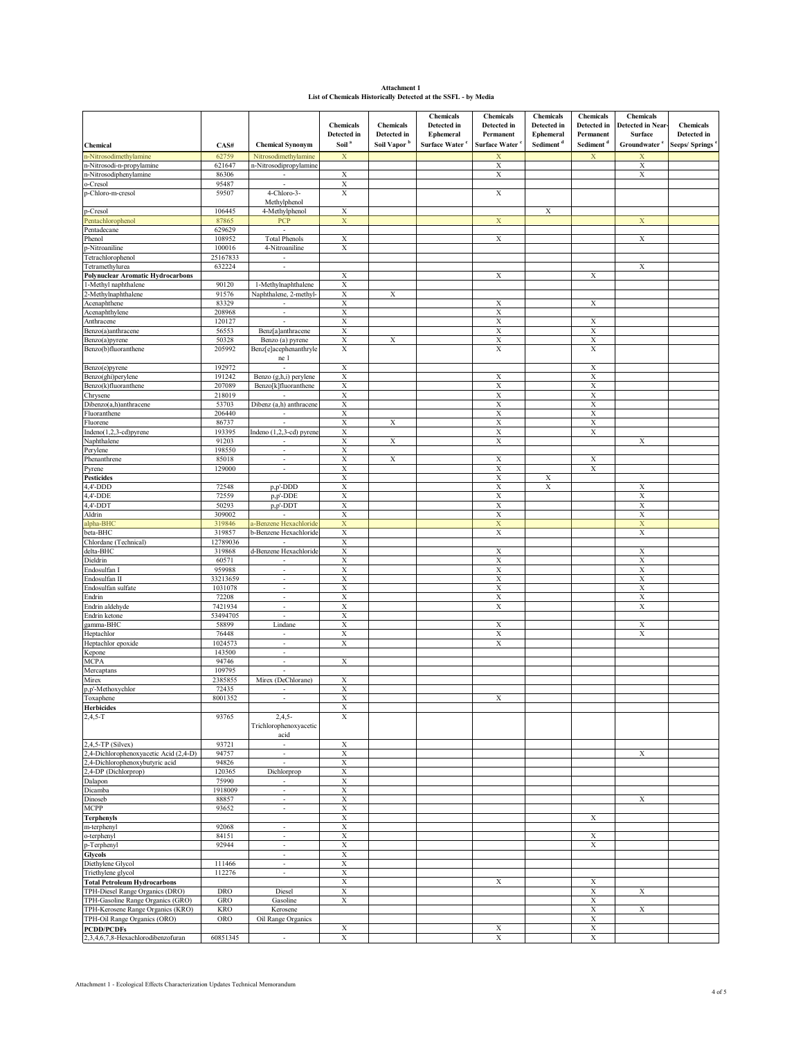**Attachment 1**
**List of Chemicals Historically Detected at the SSFL - by Media**

| Chemical | CAS# | Chemical Synonym | Chemicals Detected in Soil [a] | Chemicals Detected in Soil Vapor [b] | Chemicals Detected in Ephemeral Surface Water [c] | Chemicals Detected in Permanent Surface Water [c] | Chemicals Detected in Ephemeral Sediment [d] | Chemicals Detected in Permanent Sediment [d] | Chemicals Detected in Near-Surface Groundwater [e] | Chemicals Detected in Seeps/ Springs [e] |
|---|---|---|---|---|---|---|---|---|---|---|
| n-Nitrosodimethylamine | 62759 | Nitrosodimethylamine | X | | | X | | X | X | |
| n-Nitrosodi-n-propylamine | 621647 | n-Nitrosodipropylamine | | | | X | | | X | |
| n-Nitrosodiphenylamine | 86306 | - | X | | | X | | | X | |
| o-Cresol | 95487 | - | X | | | | | | | |
| p-Chloro-m-cresol | 59507 | 4-Chloro-3-Methylphenol | X | | | X | | | | |
| p-Cresol | 106445 | 4-Methylphenol | X | | | | X | | | |
| Pentachlorophenol | 87865 | PCP | X | | | X | | | X | |
| Pentadecane | 629629 | - | | | | | | | | |
| Phenol | 108952 | Total Phenols | X | | | X | | | X | |
| p-Nitroaniline | 100016 | 4-Nitroaniline | X | | | | | | | |
| Tetrachlorophenol | 25167833 | - | | | | | | | | |
| Tetramethylurea | 632224 | - | | | | | | | X | |
| **Polynuclear Aromatic Hydrocarbons** | | | X | | | X | | X | | |
| 1-Methyl naphthalene | 90120 | 1-Methylnaphthalene | X | | | | | | | |
| 2-Methylnaphthalene | 91576 | Naphthalene, 2-methyl- | X | X | | | | | | |
| Acenaphthene | 83329 | - | X | | | X | | X | | |
| Acenaphthylene | 208968 | - | X | | | X | | | | |
| Anthracene | 120127 | - | X | | | X | | X | | |
| Benzo(a)anthracene | 56553 | Benz[a]anthracene | X | | | X | | X | | |
| Benzo(a)pyrene | 50328 | Benzo (a) pyrene | X | X | | X | | X | | |
| Benzo(b)fluoranthene | 205992 | Benz[e]acephenanthrylene 1 | X | | | X | | X | | |
| Benzo(e)pyrene | 192972 | - | X | | | | | X | | |
| Benzo(ghi)perylene | 191242 | Benzo (g,h,i) perylene | X | | | X | | X | | |
| Benzo(k)fluoranthene | 207089 | Benzo[k]fluoranthene | X | | | X | | X | | |
| Chrysene | 218019 | - | X | | | X | | X | | |
| Dibenzo(a,h)anthracene | 53703 | Dibenz (a,h) anthracene | X | | | X | | X | | |
| Fluoranthene | 206440 | - | X | | | X | | X | | |
| Fluorene | 86737 | - | X | X | | X | | X | | |
| Indeno(1,2,3-cd)pyrene | 193395 | Indeno (1,2,3-cd) pyrene | X | | | X | | X | | |
| Naphthalene | 91203 | - | X | X | | X | | | X | |
| Perylene | 198550 | - | X | | | | | | | |
| Phenanthrene | 85018 | - | X | X | | X | | X | | |
| Pyrene | 129000 | - | X | | | X | | X | | |
| **Pesticides** | | | X | | | X | X | | | |
| 4,4'-DDD | 72548 | p,p'-DDD | X | | | X | X | | X | |
| 4,4'-DDE | 72559 | p,p'-DDE | X | | | X | | | X | |
| 4,4'-DDT | 50293 | p,p'-DDT | X | | | X | | | X | |
| Aldrin | 309002 | - | X | | | X | | | X | |
| alpha-BHC | 319846 | a-Benzene Hexachloride | X | | | X | | | X | |
| beta-BHC | 319857 | b-Benzene Hexachloride | X | | | X | | | X | |
| Chlordane (Technical) | 12789036 | - | X | | | | | | | |
| delta-BHC | 319868 | d-Benzene Hexachloride | X | | | X | | | X | |
| Dieldrin | 60571 | - | X | | | X | | | X | |
| Endosulfan I | 959988 | - | X | | | X | | | X | |
| Endosulfan II | 33213659 | - | X | | | X | | | X | |
| Endosulfan sulfate | 1031078 | - | X | | | X | | | X | |
| Endrin | 72208 | - | X | | | X | | | X | |
| Endrin aldehyde | 7421934 | - | X | | | X | | | X | |
| Endrin ketone | 53494705 | - | X | | | | | | | |
| gamma-BHC | 58899 | Lindane | X | | | X | | | X | |
| Heptachlor | 76448 | - | X | | | X | | | X | |
| Heptachlor epoxide | 1024573 | - | X | | | X | | | | |
| Kepone | 143500 | - | | | | | | | | |
| MCPA | 94746 | - | X | | | | | | | |
| Mercaptans | 109795 | - | | | | | | | | |
| Mirex | 2385855 | Mirex (DeChlorane) | X | | | | | | | |
| p,p'-Methoxychlor | 72435 | - | X | | | | | | | |
| Toxaphene | 8001352 | - | X | | | X | | | | |
| **Herbicides** | | | X | | | | | | | |
| 2,4,5-T | 93765 | 2,4,5-Trichlorophenoxyacetic acid | X | | | | | | | |
| 2,4,5-TP (Silvex) | 93721 | - | X | | | | | | | |
| 2,4-Dichlorophenoxyacetic Acid (2,4-D) | 94757 | - | X | | | | | | X | |
| 2,4-Dichlorophenoxybutyric acid | 94826 | - | X | | | | | | | |
| 2,4-DP (Dichlorprop) | 120365 | Dichlorprop | X | | | | | | | |
| Dalapon | 75990 | - | X | | | | | | | |
| Dicamba | 1918009 | - | X | | | | | | | |
| Dinoseb | 88857 | - | X | | | | | | X | |
| MCPP | 93652 | - | X | | | | | | | |
| **Terphenyls** | | | X | | | | | X | | |
| m-terphenyl | 92068 | - | X | | | | | | | |
| o-terphenyl | 84151 | - | X | | | | | X | | |
| p-Terphenyl | 92944 | - | X | | | | | X | | |
| **Glycols** | | - | X | | | | | | | |
| Diethylene Glycol | 111466 | - | X | | | | | | | |
| Triethylene glycol | 112276 | - | X | | | | | | | |
| **Total Petroleum Hydrocarbons** | | | X | | | X | | X | | |
| TPH-Diesel Range Organics (DRO) | DRO | Diesel | X | | | | | X | X | |
| TPH-Gasoline Range Organics (GRO) | GRO | Gasoline | X | | | | | X | | |
| TPH-Kerosene Range Organics (KRO) | KRO | Kerosene | | | | | | X | X | |
| TPH-Oil Range Organics (ORO) | ORO | Oil Range Organics | | | | | | X | | |
| **PCDD/PCDFs** | | | X | | | X | | X | | |
| 2,3,4,6,7,8-Hexachlorodibenzofuran | 60851345 | - | X | | | X | | X | | |

Attachment 1 - Ecological Effects Characterization Updates Technical Memorandum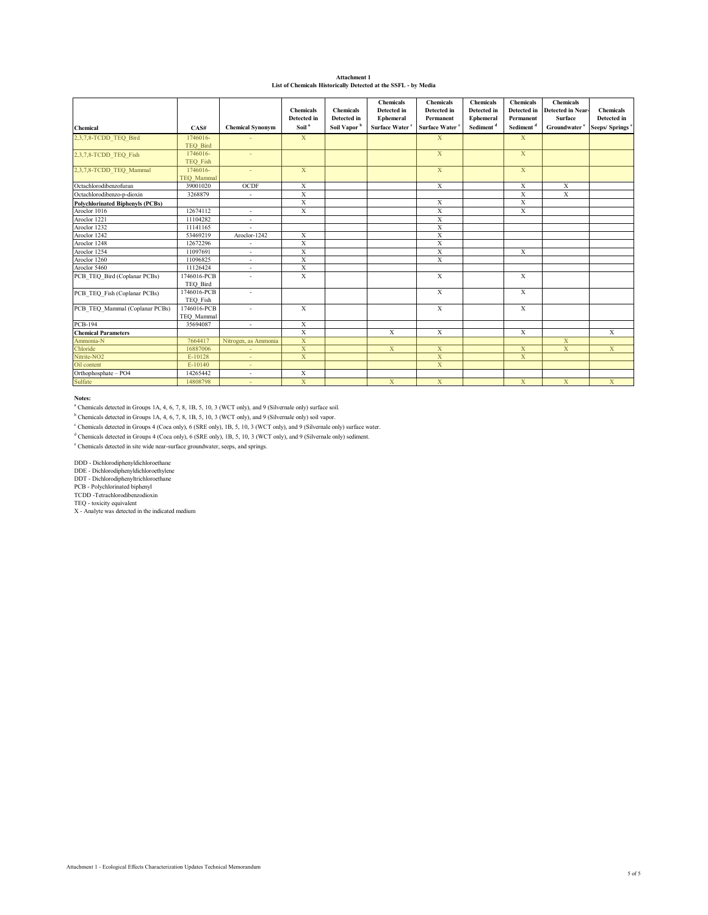**Attachment 1**
**List of Chemicals Historically Detected at the SSFL - by Media**

| Chemical | CAS# | Chemical Synonym | Chemicals Detected in Soil [a] | Chemicals Detected in Soil Vapor [b] | Chemicals Detected in Ephemeral Surface Water [c] | Chemicals Detected in Permanent Surface Water [c] | Chemicals Detected in Ephemeral Sediment [d] | Chemicals Detected in Permanent Sediment [d] | Chemicals Detected in Near-Surface Groundwater [e] | Chemicals Detected in Seeps/ Springs [e] |
|---|---|---|---|---|---|---|---|---|---|---|
| 2,3,7,8-TCDD_TEQ_Bird | 1746016-TEQ_Bird | - | X | | | X | | X | | |
| 2,3,7,8-TCDD_TEQ_Fish | 1746016-TEQ_Fish | - | | | | X | | X | | |
| 2,3,7,8-TCDD_TEQ_Mammal | 1746016-TEQ_Mammal | - | X | | | X | | X | | |
| Octachlorodibenzofuran | 39001020 | OCDF | X | | | X | | X | X | |
| Octachlorodibenzo-p-dioxin | 3268879 | - | X | | | | | X | X | |
| **Polychlorinated Biphenyls (PCBs)** | | | X | | | X | | X | | |
| Aroclor 1016 | 12674112 | - | X | | | X | | X | | |
| Aroclor 1221 | 11104282 | - | | | | X | | | | |
| Aroclor 1232 | 11141165 | - | | | | X | | | | |
| Aroclor 1242 | 53469219 | Aroclor-1242 | X | | | X | | | | |
| Aroclor 1248 | 12672296 | - | X | | | X | | | | |
| Aroclor 1254 | 11097691 | - | X | | | X | | X | | |
| Aroclor 1260 | 11096825 | - | X | | | X | | | | |
| Aroclor 5460 | 11126424 | - | X | | | | | | | |
| PCB_TEQ_Bird (Coplanar PCBs) | 1746016-PCB TEQ_Bird | - | X | | | X | | X | | |
| PCB_TEQ_Fish (Coplanar PCBs) | 1746016-PCB TEQ_Fish | - | | | | X | | X | | |
| PCB_TEQ_Mammal (Coplanar PCBs) | 1746016-PCB TEQ_Mammal | - | X | | | X | | X | | |
| PCB-194 | 35694087 | - | X | | | | | | | |
| **Chemical Parameters** | | | X | | X | X | | X | | X |
| Ammonia-N | 7664417 | Nitrogen, as Ammonia | X | | | | | | X | |
| Chloride | 16887006 | - | X | | X | X | | X | X | X |
| Nitrite-NO2 | E-10128 | - | X | | | X | | X | | |
| Oil content | E-10140 | - | | | | X | | | | |
| Orthophosphate – PO4 | 14265442 | - | X | | | | | | | |
| Sulfate | 14808798 | - | X | | X | X | | X | X | X |

**Notes:**

[a] Chemicals detected in Groups 1A, 4, 6, 7, 8, 1B, 5, 10, 3 (WCT only), and 9 (Silvernale only) surface soil.

[b] Chemicals detected in Groups 1A, 4, 6, 7, 8, 1B, 5, 10, 3 (WCT only), and 9 (Silvernale only) soil vapor.

[c] Chemicals detected in Groups 4 (Coca only), 6 (SRE only), 1B, 5, 10, 3 (WCT only), and 9 (Silvernale only) surface water.

[d] Chemicals detected in Groups 4 (Coca only), 6 (SRE only), 1B, 5, 10, 3 (WCT only), and 9 (Silvernale only) sediment.

[e] Chemicals detected in site wide near-surface groundwater, seeps, and springs.

DDD - Dichlorodiphenyldichloroethane
DDE - Dichlorodiphenyldichloroethylene
DDT - Dichlorodiphenyltrichloroethane
PCB - Polychlorinated biphenyl
TCDD -Tetrachlorodibenzodioxin
TEQ - toxicity equivalent
X - Analyte was detected in the indicated medium

Attachment 1 - Ecological Effects Characterization Updates Technical Memorandum